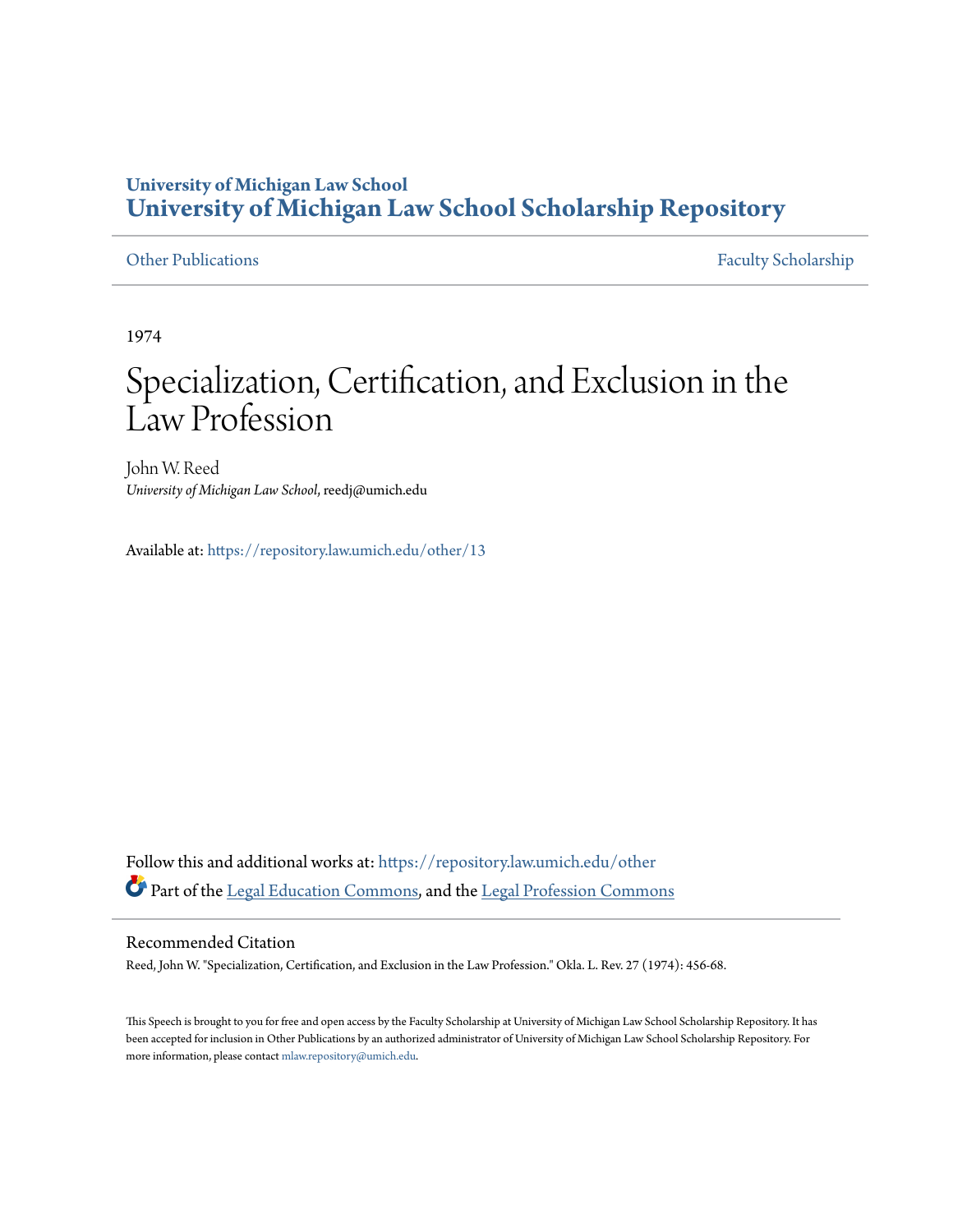# University of Michigan Law School
## University of Michigan Law School Scholarship Repository

Other Publications | Faculty Scholarship

1974

# Specialization, Certification, and Exclusion in the Law Profession

John W. Reed
*University of Michigan Law School*, reedj@umich.edu

Available at: https://repository.law.umich.edu/other/13

Follow this and additional works at: https://repository.law.umich.edu/other

Part of the Legal Education Commons, and the Legal Profession Commons

### Recommended Citation

Reed, John W. "Specialization, Certification, and Exclusion in the Law Profession." Okla. L. Rev. 27 (1974): 456-68.

This Speech is brought to you for free and open access by the Faculty Scholarship at University of Michigan Law School Scholarship Repository. It has been accepted for inclusion in Other Publications by an authorized administrator of University of Michigan Law School Scholarship Repository. For more information, please contact mlaw.repository@umich.edu.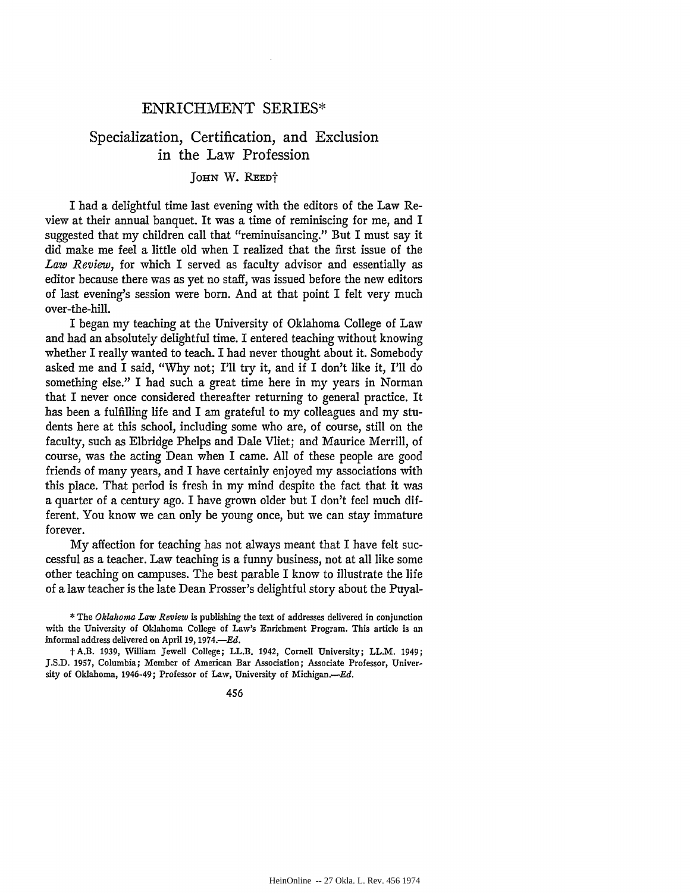# ENRICHMENT SERIES*

## Specialization, Certification, and Exclusion in the Law Profession

JOHN W. REED†

I had a delightful time last evening with the editors of the Law Review at their annual banquet. It was a time of reminiscing for me, and I suggested that my children call that "reminuisancing." But I must say it did make me feel a little old when I realized that the first issue of the *Law Review*, for which I served as faculty advisor and essentially as editor because there was as yet no staff, was issued before the new editors of last evening's session were born. And at that point I felt very much over-the-hill.

I began my teaching at the University of Oklahoma College of Law and had an absolutely delightful time. I entered teaching without knowing whether I really wanted to teach. I had never thought about it. Somebody asked me and I said, "Why not; I'll try it, and if I don't like it, I'll do something else." I had such a great time here in my years in Norman that I never once considered thereafter returning to general practice. It has been a fulfilling life and I am grateful to my colleagues and my students here at this school, including some who are, of course, still on the faculty, such as Elbridge Phelps and Dale Vliet; and Maurice Merrill, of course, was the acting Dean when I came. All of these people are good friends of many years, and I have certainly enjoyed my associations with this place. That period is fresh in my mind despite the fact that it was a quarter of a century ago. I have grown older but I don't feel much different. You know we can only be young once, but we can stay immature forever.

My affection for teaching has not always meant that I have felt successful as a teacher. Law teaching is a funny business, not at all like some other teaching on campuses. The best parable I know to illustrate the life of a law teacher is the late Dean Prosser's delightful story about the Puyal-

* The *Oklahoma Law Review* is publishing the text of addresses delivered in conjunction with the University of Oklahoma College of Law's Enrichment Program. This article is an informal address delivered on April 19, 1974.—*Ed.*

† A.B. 1939, William Jewell College; LL.B. 1942, Cornell University; LL.M. 1949; J.S.D. 1957, Columbia; Member of American Bar Association; Associate Professor, University of Oklahoma, 1946-49; Professor of Law, University of Michigan.—*Ed.*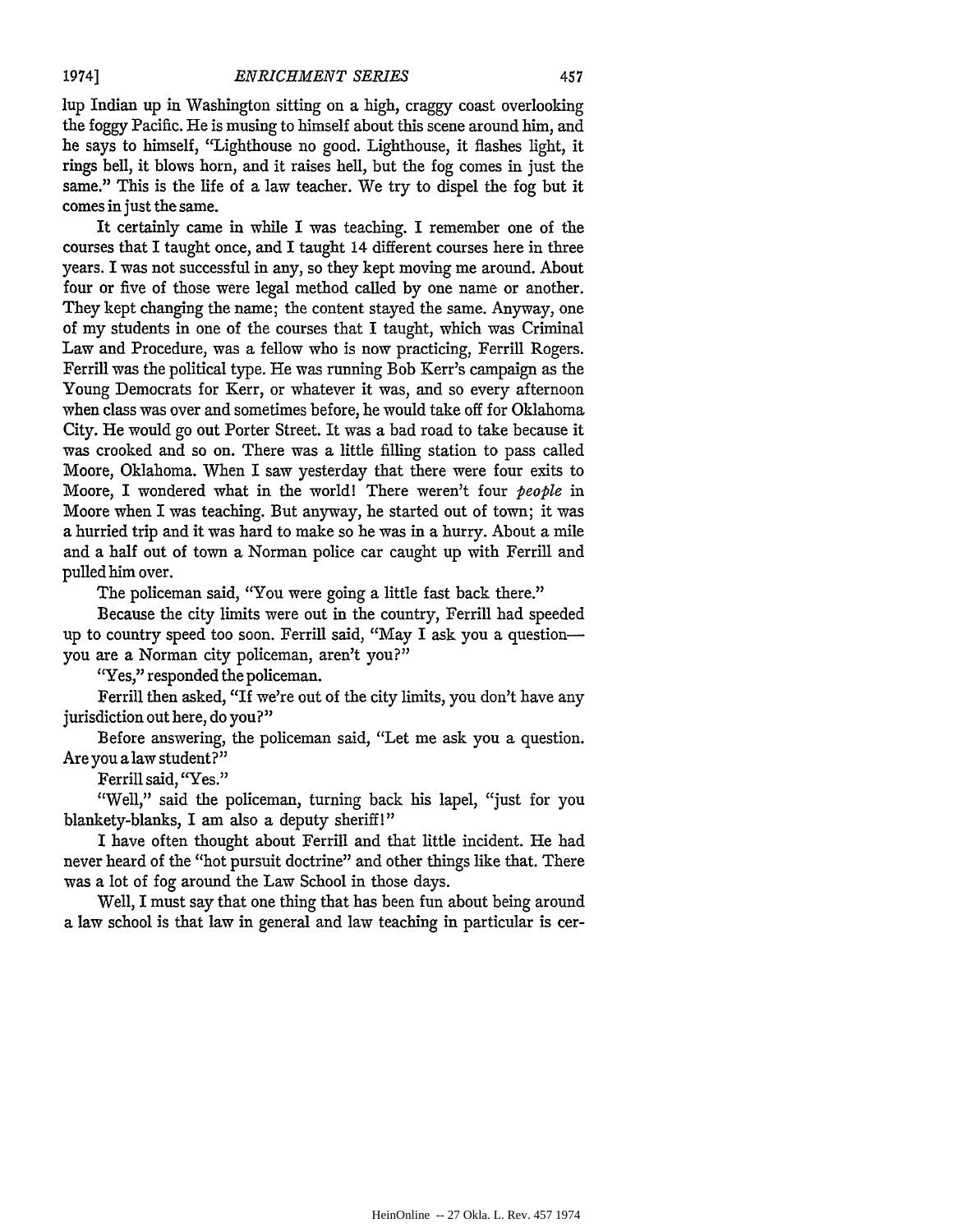lup Indian up in Washington sitting on a high, craggy coast overlooking the foggy Pacific. He is musing to himself about this scene around him, and he says to himself, "Lighthouse no good. Lighthouse, it flashes light, it rings bell, it blows horn, and it raises hell, but the fog comes in just the same." This is the life of a law teacher. We try to dispel the fog but it comes in just the same.

It certainly came in while I was teaching. I remember one of the courses that I taught once, and I taught 14 different courses here in three years. I was not successful in any, so they kept moving me around. About four or five of those were legal method called by one name or another. They kept changing the name; the content stayed the same. Anyway, one of my students in one of the courses that I taught, which was Criminal Law and Procedure, was a fellow who is now practicing, Ferrill Rogers. Ferrill was the political type. He was running Bob Kerr's campaign as the Young Democrats for Kerr, or whatever it was, and so every afternoon when class was over and sometimes before, he would take off for Oklahoma City. He would go out Porter Street. It was a bad road to take because it was crooked and so on. There was a little filling station to pass called Moore, Oklahoma. When I saw yesterday that there were four exits to Moore, I wondered what in the world! There weren't four *people* in Moore when I was teaching. But anyway, he started out of town; it was a hurried trip and it was hard to make so he was in a hurry. About a mile and a half out of town a Norman police car caught up with Ferrill and pulled him over.

The policeman said, "You were going a little fast back there."

Because the city limits were out in the country, Ferrill had speeded up to country speed too soon. Ferrill said, "May I ask you a question—you are a Norman city policeman, aren't you?"

"Yes," responded the policeman.

Ferrill then asked, "If we're out of the city limits, you don't have any jurisdiction out here, do you?"

Before answering, the policeman said, "Let me ask you a question. Are you a law student?"

Ferrill said, "Yes."

"Well," said the policeman, turning back his lapel, "just for you blankety-blanks, I am also a deputy sheriff!"

I have often thought about Ferrill and that little incident. He had never heard of the "hot pursuit doctrine" and other things like that. There was a lot of fog around the Law School in those days.

Well, I must say that one thing that has been fun about being around a law school is that law in general and law teaching in particular is cer-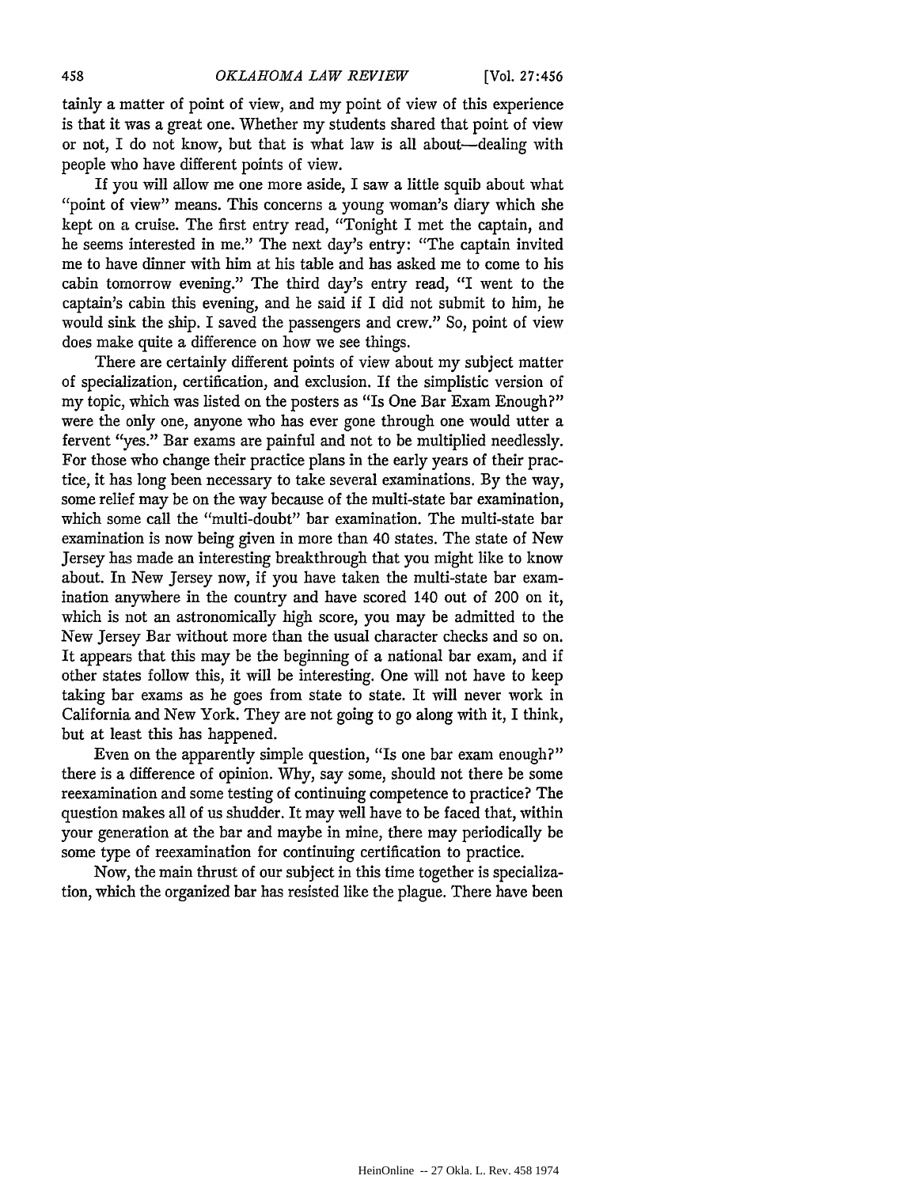tainly a matter of point of view, and my point of view of this experience is that it was a great one. Whether my students shared that point of view or not, I do not know, but that is what law is all about—dealing with people who have different points of view.

If you will allow me one more aside, I saw a little squib about what "point of view" means. This concerns a young woman's diary which she kept on a cruise. The first entry read, "Tonight I met the captain, and he seems interested in me." The next day's entry: "The captain invited me to have dinner with him at his table and has asked me to come to his cabin tomorrow evening." The third day's entry read, "I went to the captain's cabin this evening, and he said if I did not submit to him, he would sink the ship. I saved the passengers and crew." So, point of view does make quite a difference on how we see things.

There are certainly different points of view about my subject matter of specialization, certification, and exclusion. If the simplistic version of my topic, which was listed on the posters as "Is One Bar Exam Enough?" were the only one, anyone who has ever gone through one would utter a fervent "yes." Bar exams are painful and not to be multiplied needlessly. For those who change their practice plans in the early years of their practice, it has long been necessary to take several examinations. By the way, some relief may be on the way because of the multi-state bar examination, which some call the "multi-doubt" bar examination. The multi-state bar examination is now being given in more than 40 states. The state of New Jersey has made an interesting breakthrough that you might like to know about. In New Jersey now, if you have taken the multi-state bar examination anywhere in the country and have scored 140 out of 200 on it, which is not an astronomically high score, you may be admitted to the New Jersey Bar without more than the usual character checks and so on. It appears that this may be the beginning of a national bar exam, and if other states follow this, it will be interesting. One will not have to keep taking bar exams as he goes from state to state. It will never work in California and New York. They are not going to go along with it, I think, but at least this has happened.

Even on the apparently simple question, "Is one bar exam enough?" there is a difference of opinion. Why, say some, should not there be some reexamination and some testing of continuing competence to practice? The question makes all of us shudder. It may well have to be faced that, within your generation at the bar and maybe in mine, there may periodically be some type of reexamination for continuing certification to practice.

Now, the main thrust of our subject in this time together is specialization, which the organized bar has resisted like the plague. There have been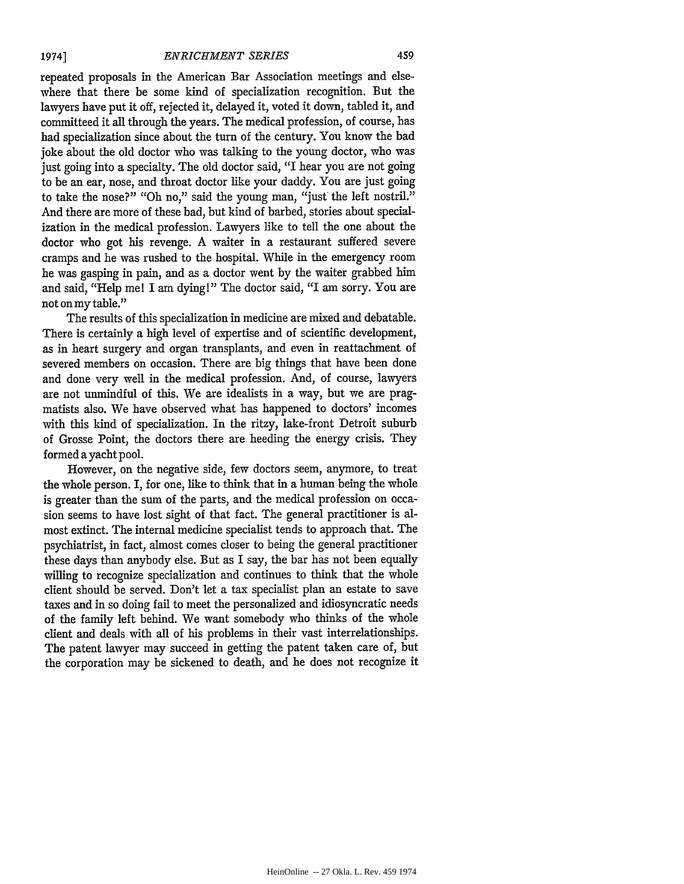repeated proposals in the American Bar Association meetings and elsewhere that there be some kind of specialization recognition. But the lawyers have put it off, rejected it, delayed it, voted it down, tabled it, and committeed it all through the years. The medical profession, of course, has had specialization since about the turn of the century. You know the bad joke about the old doctor who was talking to the young doctor, who was just going into a specialty. The old doctor said, "I hear you are not going to be an ear, nose, and throat doctor like your daddy. You are just going to take the nose?" "Oh no," said the young man, "just the left nostril." And there are more of these bad, but kind of barbed, stories about specialization in the medical profession. Lawyers like to tell the one about the doctor who got his revenge. A waiter in a restaurant suffered severe cramps and he was rushed to the hospital. While in the emergency room he was gasping in pain, and as a doctor went by the waiter grabbed him and said, "Help me! I am dying!" The doctor said, "I am sorry. You are not on my table."

The results of this specialization in medicine are mixed and debatable. There is certainly a high level of expertise and of scientific development, as in heart surgery and organ transplants, and even in reattachment of severed members on occasion. There are big things that have been done and done very well in the medical profession. And, of course, lawyers are not unmindful of this. We are idealists in a way, but we are pragmatists also. We have observed what has happened to doctors' incomes with this kind of specialization. In the ritzy, lake-front Detroit suburb of Grosse Point, the doctors there are heeding the energy crisis. They formed a yacht pool.

However, on the negative side, few doctors seem, anymore, to treat the whole person. I, for one, like to think that in a human being the whole is greater than the sum of the parts, and the medical profession on occasion seems to have lost sight of that fact. The general practitioner is almost extinct. The internal medicine specialist tends to approach that. The psychiatrist, in fact, almost comes closer to being the general practitioner these days than anybody else. But as I say, the bar has not been equally willing to recognize specialization and continues to think that the whole client should be served. Don't let a tax specialist plan an estate to save taxes and in so doing fail to meet the personalized and idiosyncratic needs of the family left behind. We want somebody who thinks of the whole client and deals with all of his problems in their vast interrelationships. The patent lawyer may succeed in getting the patent taken care of, but the corporation may be sickened to death, and he does not recognize it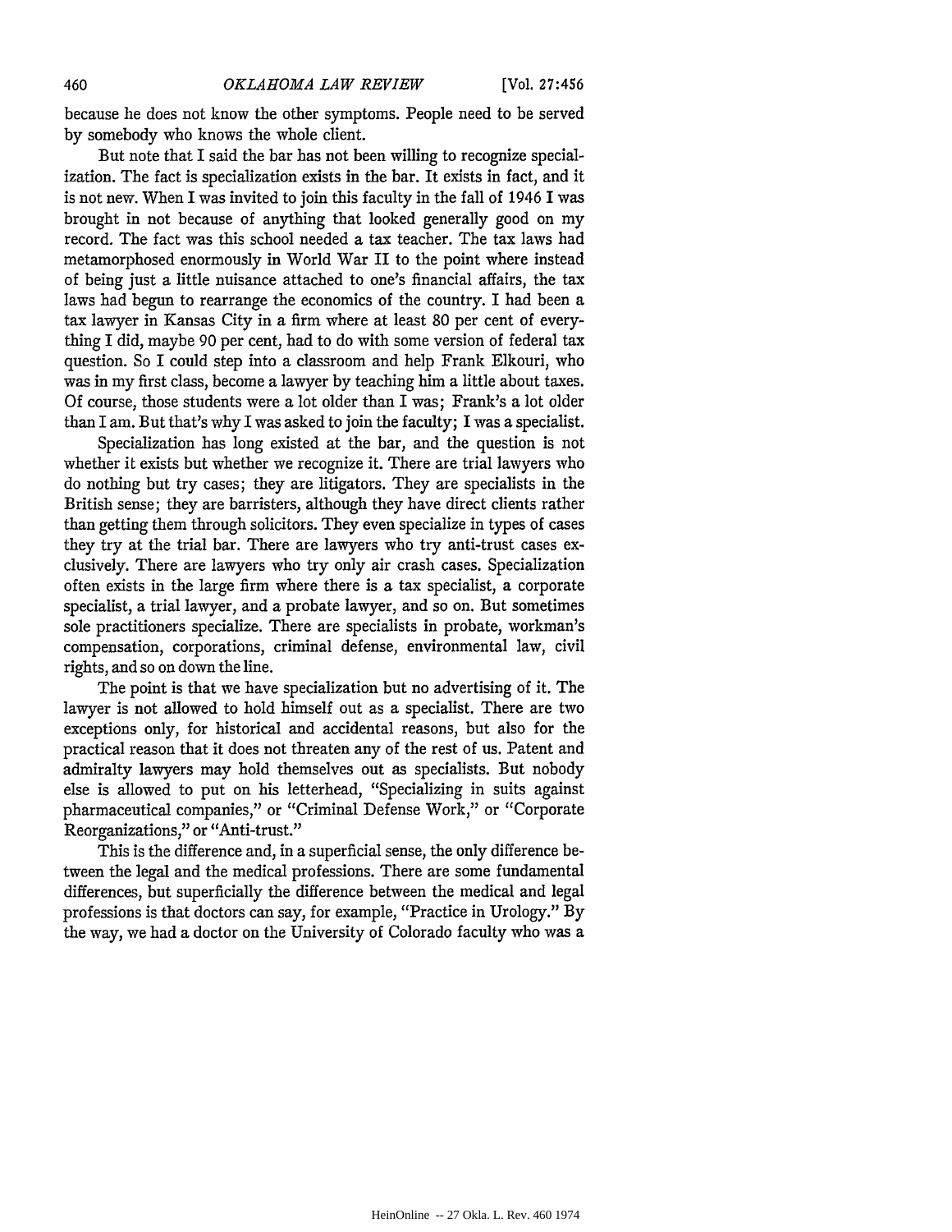because he does not know the other symptoms. People need to be served by somebody who knows the whole client.

But note that I said the bar has not been willing to recognize specialization. The fact is specialization exists in the bar. It exists in fact, and it is not new. When I was invited to join this faculty in the fall of 1946 I was brought in not because of anything that looked generally good on my record. The fact was this school needed a tax teacher. The tax laws had metamorphosed enormously in World War II to the point where instead of being just a little nuisance attached to one's financial affairs, the tax laws had begun to rearrange the economics of the country. I had been a tax lawyer in Kansas City in a firm where at least 80 per cent of everything I did, maybe 90 per cent, had to do with some version of federal tax question. So I could step into a classroom and help Frank Elkouri, who was in my first class, become a lawyer by teaching him a little about taxes. Of course, those students were a lot older than I was; Frank's a lot older than I am. But that's why I was asked to join the faculty; I was a specialist.

Specialization has long existed at the bar, and the question is not whether it exists but whether we recognize it. There are trial lawyers who do nothing but try cases; they are litigators. They are specialists in the British sense; they are barristers, although they have direct clients rather than getting them through solicitors. They even specialize in types of cases they try at the trial bar. There are lawyers who try anti-trust cases exclusively. There are lawyers who try only air crash cases. Specialization often exists in the large firm where there is a tax specialist, a corporate specialist, a trial lawyer, and a probate lawyer, and so on. But sometimes sole practitioners specialize. There are specialists in probate, workman's compensation, corporations, criminal defense, environmental law, civil rights, and so on down the line.

The point is that we have specialization but no advertising of it. The lawyer is not allowed to hold himself out as a specialist. There are two exceptions only, for historical and accidental reasons, but also for the practical reason that it does not threaten any of the rest of us. Patent and admiralty lawyers may hold themselves out as specialists. But nobody else is allowed to put on his letterhead, "Specializing in suits against pharmaceutical companies," or "Criminal Defense Work," or "Corporate Reorganizations," or "Anti-trust."

This is the difference and, in a superficial sense, the only difference between the legal and the medical professions. There are some fundamental differences, but superficially the difference between the medical and legal professions is that doctors can say, for example, "Practice in Urology." By the way, we had a doctor on the University of Colorado faculty who was a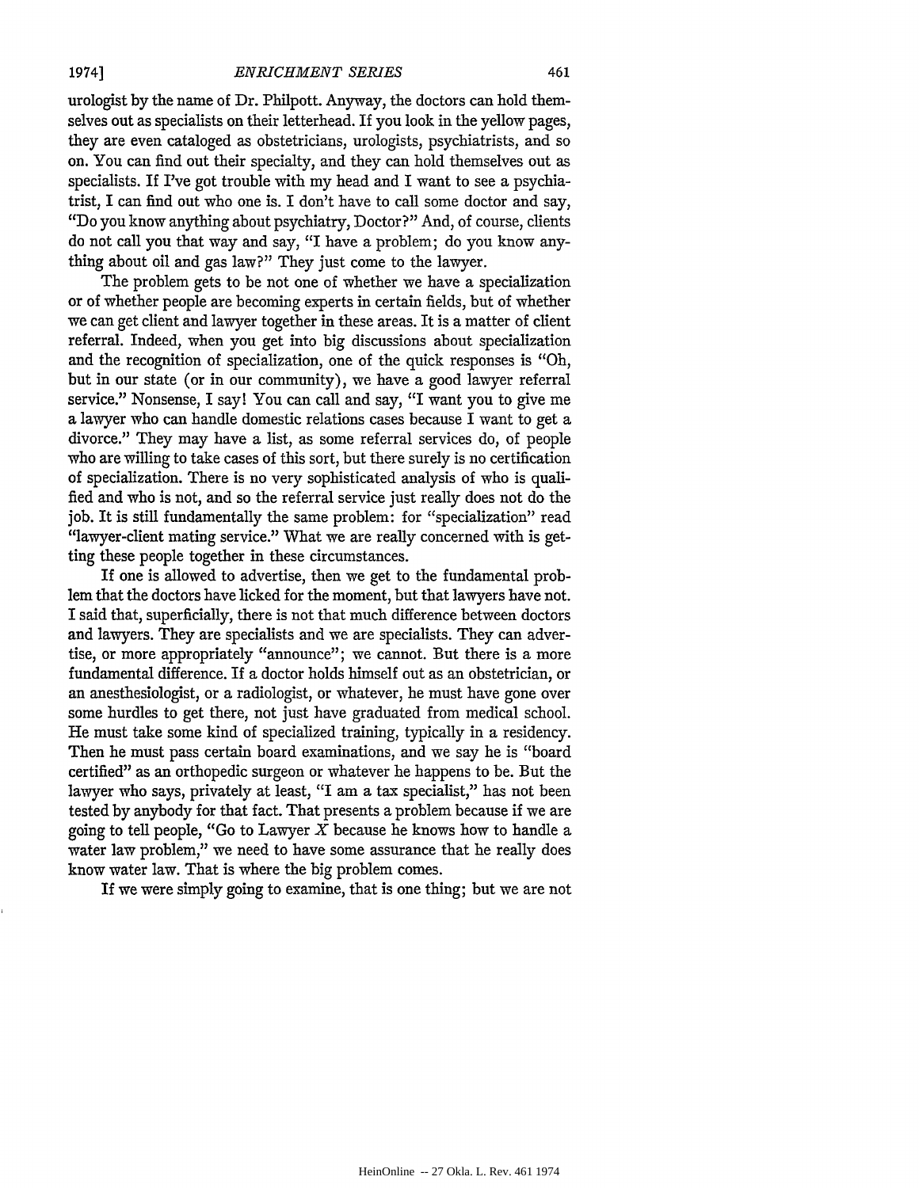urologist by the name of Dr. Philpott. Anyway, the doctors can hold themselves out as specialists on their letterhead. If you look in the yellow pages, they are even cataloged as obstetricians, urologists, psychiatrists, and so on. You can find out their specialty, and they can hold themselves out as specialists. If I've got trouble with my head and I want to see a psychiatrist, I can find out who one is. I don't have to call some doctor and say, "Do you know anything about psychiatry, Doctor?" And, of course, clients do not call you that way and say, "I have a problem; do you know anything about oil and gas law?" They just come to the lawyer.

The problem gets to be not one of whether we have a specialization or of whether people are becoming experts in certain fields, but of whether we can get client and lawyer together in these areas. It is a matter of client referral. Indeed, when you get into big discussions about specialization and the recognition of specialization, one of the quick responses is "Oh, but in our state (or in our community), we have a good lawyer referral service." Nonsense, I say! You can call and say, "I want you to give me a lawyer who can handle domestic relations cases because I want to get a divorce." They may have a list, as some referral services do, of people who are willing to take cases of this sort, but there surely is no certification of specialization. There is no very sophisticated analysis of who is qualified and who is not, and so the referral service just really does not do the job. It is still fundamentally the same problem: for "specialization" read "lawyer-client mating service." What we are really concerned with is getting these people together in these circumstances.

If one is allowed to advertise, then we get to the fundamental problem that the doctors have licked for the moment, but that lawyers have not. I said that, superficially, there is not that much difference between doctors and lawyers. They are specialists and we are specialists. They can advertise, or more appropriately "announce"; we cannot. But there is a more fundamental difference. If a doctor holds himself out as an obstetrician, or an anesthesiologist, or a radiologist, or whatever, he must have gone over some hurdles to get there, not just have graduated from medical school. He must take some kind of specialized training, typically in a residency. Then he must pass certain board examinations, and we say he is "board certified" as an orthopedic surgeon or whatever he happens to be. But the lawyer who says, privately at least, "I am a tax specialist," has not been tested by anybody for that fact. That presents a problem because if we are going to tell people, "Go to Lawyer *X* because he knows how to handle a water law problem," we need to have some assurance that he really does know water law. That is where the big problem comes.

If we were simply going to examine, that is one thing; but we are not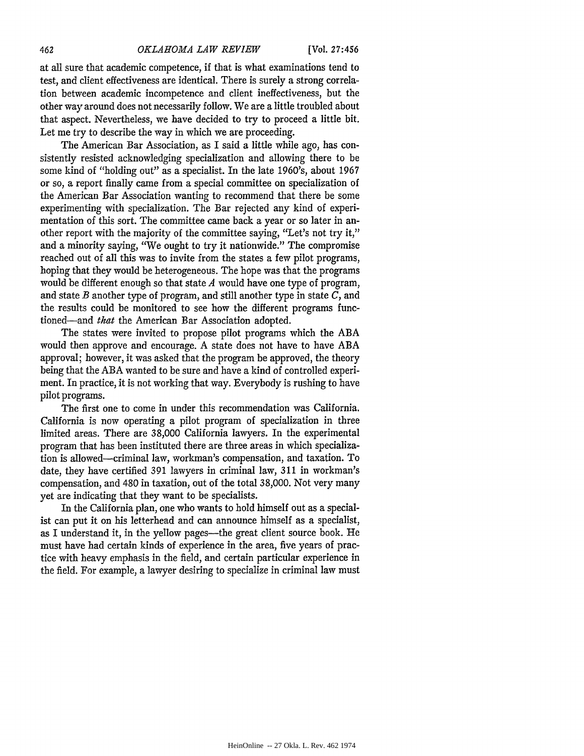at all sure that academic competence, if that is what examinations tend to test, and client effectiveness are identical. There is surely a strong correlation between academic incompetence and client ineffectiveness, but the other way around does not necessarily follow. We are a little troubled about that aspect. Nevertheless, we have decided to try to proceed a little bit. Let me try to describe the way in which we are proceeding.

The American Bar Association, as I said a little while ago, has consistently resisted acknowledging specialization and allowing there to be some kind of "holding out" as a specialist. In the late 1960's, about 1967 or so, a report finally came from a special committee on specialization of the American Bar Association wanting to recommend that there be some experimenting with specialization. The Bar rejected any kind of experimentation of this sort. The committee came back a year or so later in another report with the majority of the committee saying, "Let's not try it," and a minority saying, "We ought to try it nationwide." The compromise reached out of all this was to invite from the states a few pilot programs, hoping that they would be heterogeneous. The hope was that the programs would be different enough so that state *A* would have one type of program, and state *B* another type of program, and still another type in state *C*, and the results could be monitored to see how the different programs functioned—and *that* the American Bar Association adopted.

The states were invited to propose pilot programs which the ABA would then approve and encourage. A state does not have to have ABA approval; however, it was asked that the program be approved, the theory being that the ABA wanted to be sure and have a kind of controlled experiment. In practice, it is not working that way. Everybody is rushing to have pilot programs.

The first one to come in under this recommendation was California. California is now operating a pilot program of specialization in three limited areas. There are 38,000 California lawyers. In the experimental program that has been instituted there are three areas in which specialization is allowed—criminal law, workman's compensation, and taxation. To date, they have certified 391 lawyers in criminal law, 311 in workman's compensation, and 480 in taxation, out of the total 38,000. Not very many yet are indicating that they want to be specialists.

In the California plan, one who wants to hold himself out as a specialist can put it on his letterhead and can announce himself as a specialist, as I understand it, in the yellow pages—the great client source book. He must have had certain kinds of experience in the area, five years of practice with heavy emphasis in the field, and certain particular experience in the field. For example, a lawyer desiring to specialize in criminal law must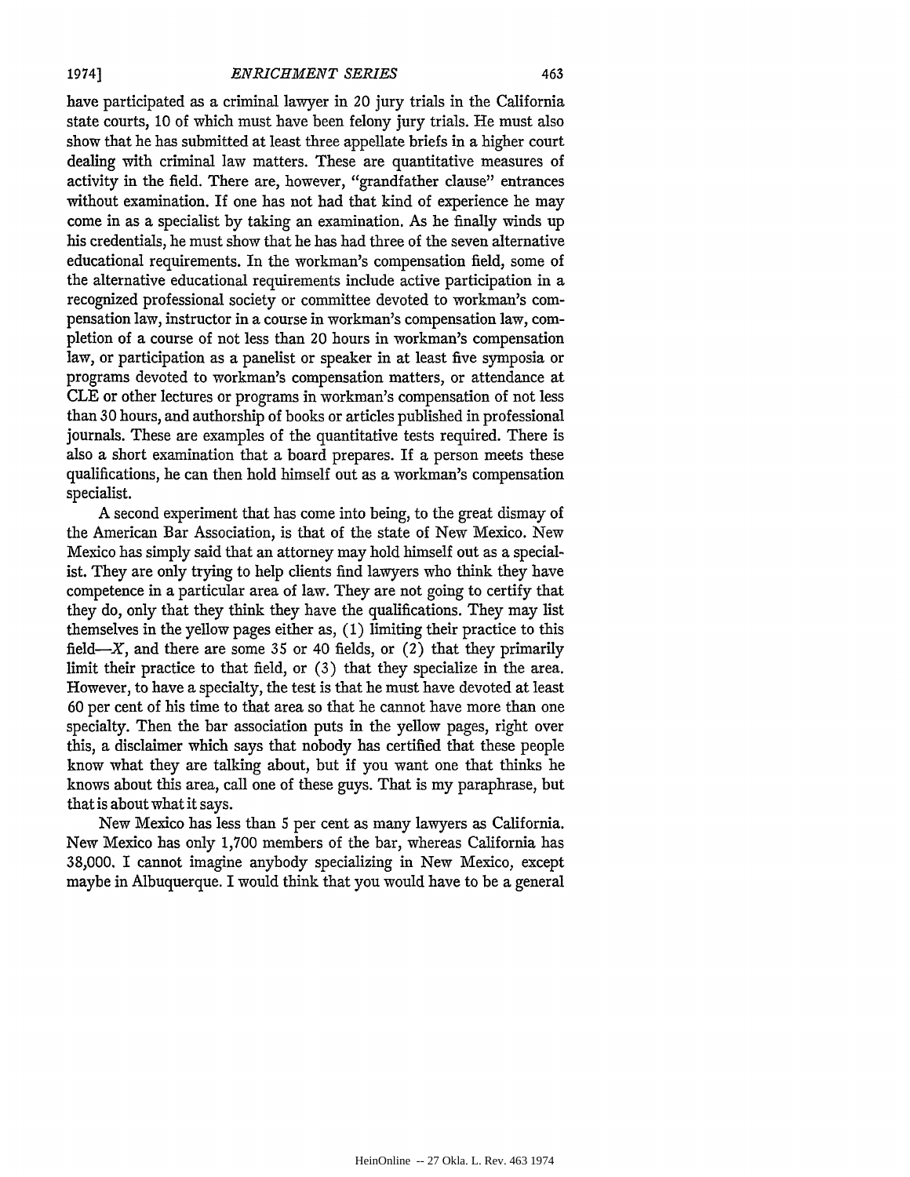have participated as a criminal lawyer in 20 jury trials in the California state courts, 10 of which must have been felony jury trials. He must also show that he has submitted at least three appellate briefs in a higher court dealing with criminal law matters. These are quantitative measures of activity in the field. There are, however, "grandfather clause" entrances without examination. If one has not had that kind of experience he may come in as a specialist by taking an examination. As he finally winds up his credentials, he must show that he has had three of the seven alternative educational requirements. In the workman's compensation field, some of the alternative educational requirements include active participation in a recognized professional society or committee devoted to workman's compensation law, instructor in a course in workman's compensation law, completion of a course of not less than 20 hours in workman's compensation law, or participation as a panelist or speaker in at least five symposia or programs devoted to workman's compensation matters, or attendance at CLE or other lectures or programs in workman's compensation of not less than 30 hours, and authorship of books or articles published in professional journals. These are examples of the quantitative tests required. There is also a short examination that a board prepares. If a person meets these qualifications, he can then hold himself out as a workman's compensation specialist.

A second experiment that has come into being, to the great dismay of the American Bar Association, is that of the state of New Mexico. New Mexico has simply said that an attorney may hold himself out as a specialist. They are only trying to help clients find lawyers who think they have competence in a particular area of law. They are not going to certify that they do, only that they think they have the qualifications. They may list themselves in the yellow pages either as, (1) limiting their practice to this field—*X*, and there are some 35 or 40 fields, or (2) that they primarily limit their practice to that field, or (3) that they specialize in the area. However, to have a specialty, the test is that he must have devoted at least 60 per cent of his time to that area so that he cannot have more than one specialty. Then the bar association puts in the yellow pages, right over this, a disclaimer which says that nobody has certified that these people know what they are talking about, but if you want one that thinks he knows about this area, call one of these guys. That is my paraphrase, but that is about what it says.

New Mexico has less than 5 per cent as many lawyers as California. New Mexico has only 1,700 members of the bar, whereas California has 38,000. I cannot imagine anybody specializing in New Mexico, except maybe in Albuquerque. I would think that you would have to be a general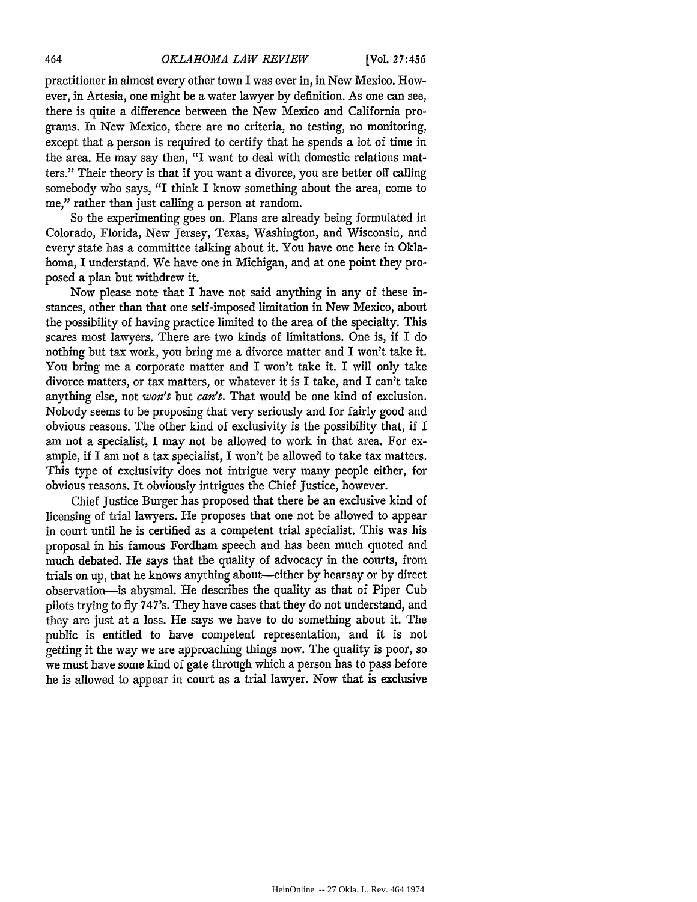practitioner in almost every other town I was ever in, in New Mexico. However, in Artesia, one might be a water lawyer by definition. As one can see, there is quite a difference between the New Mexico and California programs. In New Mexico, there are no criteria, no testing, no monitoring, except that a person is required to certify that he spends a lot of time in the area. He may say then, "I want to deal with domestic relations matters." Their theory is that if you want a divorce, you are better off calling somebody who says, "I think I know something about the area, come to me," rather than just calling a person at random.

So the experimenting goes on. Plans are already being formulated in Colorado, Florida, New Jersey, Texas, Washington, and Wisconsin, and every state has a committee talking about it. You have one here in Oklahoma, I understand. We have one in Michigan, and at one point they proposed a plan but withdrew it.

Now please note that I have not said anything in any of these instances, other than that one self-imposed limitation in New Mexico, about the possibility of having practice limited to the area of the specialty. This scares most lawyers. There are two kinds of limitations. One is, if I do nothing but tax work, you bring me a divorce matter and I won't take it. You bring me a corporate matter and I won't take it. I will only take divorce matters, or tax matters, or whatever it is I take, and I can't take anything else, not *won't* but *can't*. That would be one kind of exclusion. Nobody seems to be proposing that very seriously and for fairly good and obvious reasons. The other kind of exclusivity is the possibility that, if I am not a specialist, I may not be allowed to work in that area. For example, if I am not a tax specialist, I won't be allowed to take tax matters. This type of exclusivity does not intrigue very many people either, for obvious reasons. It obviously intrigues the Chief Justice, however.

Chief Justice Burger has proposed that there be an exclusive kind of licensing of trial lawyers. He proposes that one not be allowed to appear in court until he is certified as a competent trial specialist. This was his proposal in his famous Fordham speech and has been much quoted and much debated. He says that the quality of advocacy in the courts, from trials on up, that he knows anything about—either by hearsay or by direct observation—is abysmal. He describes the quality as that of Piper Cub pilots trying to fly 747's. They have cases that they do not understand, and they are just at a loss. He says we have to do something about it. The public is entitled to have competent representation, and it is not getting it the way we are approaching things now. The quality is poor, so we must have some kind of gate through which a person has to pass before he is allowed to appear in court as a trial lawyer. Now that is exclusive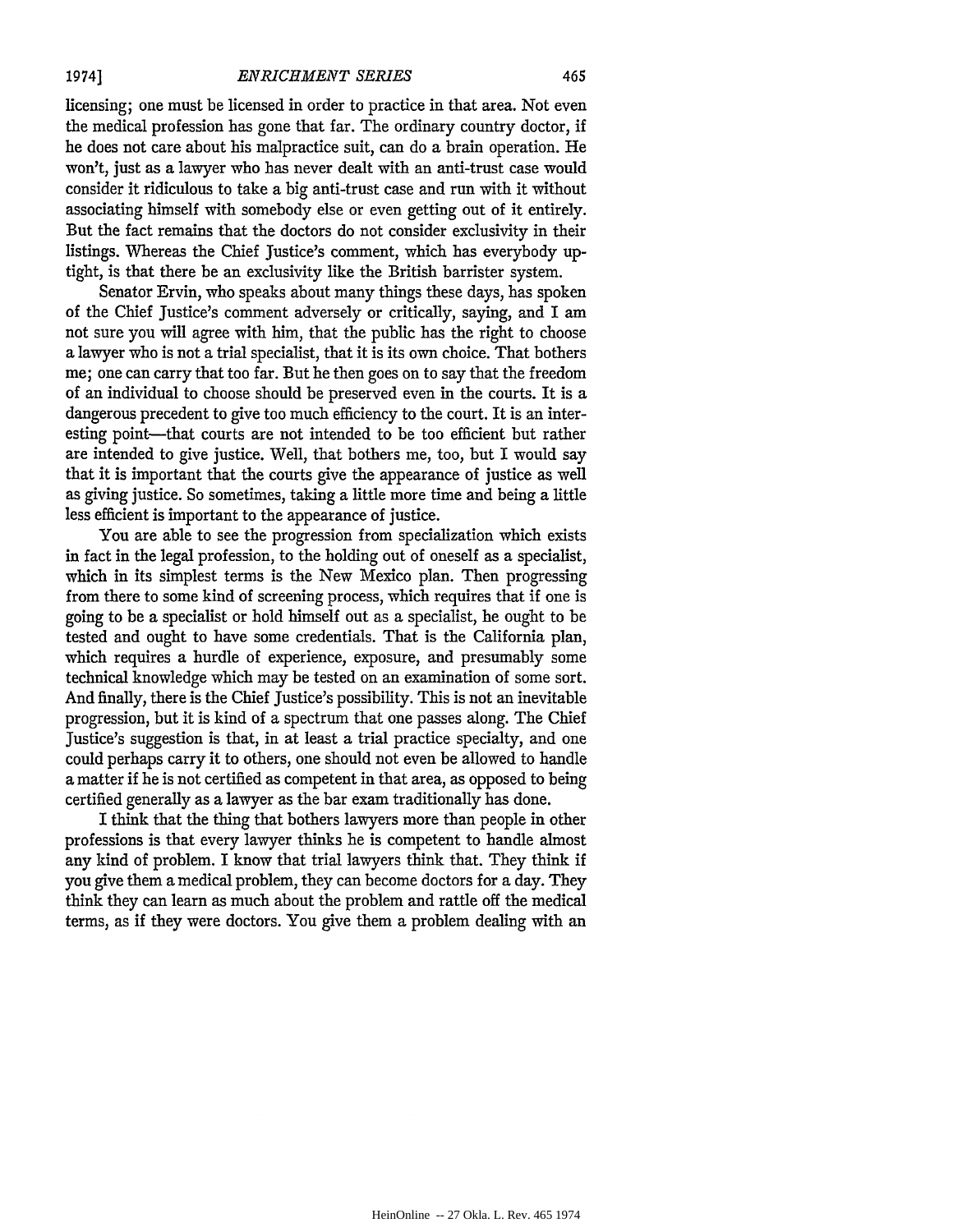licensing; one must be licensed in order to practice in that area. Not even the medical profession has gone that far. The ordinary country doctor, if he does not care about his malpractice suit, can do a brain operation. He won't, just as a lawyer who has never dealt with an anti-trust case would consider it ridiculous to take a big anti-trust case and run with it without associating himself with somebody else or even getting out of it entirely. But the fact remains that the doctors do not consider exclusivity in their listings. Whereas the Chief Justice's comment, which has everybody up-tight, is that there be an exclusivity like the British barrister system.

Senator Ervin, who speaks about many things these days, has spoken of the Chief Justice's comment adversely or critically, saying, and I am not sure you will agree with him, that the public has the right to choose a lawyer who is not a trial specialist, that it is its own choice. That bothers me; one can carry that too far. But he then goes on to say that the freedom of an individual to choose should be preserved even in the courts. It is a dangerous precedent to give too much efficiency to the court. It is an interesting point—that courts are not intended to be too efficient but rather are intended to give justice. Well, that bothers me, too, but I would say that it is important that the courts give the appearance of justice as well as giving justice. So sometimes, taking a little more time and being a little less efficient is important to the appearance of justice.

You are able to see the progression from specialization which exists in fact in the legal profession, to the holding out of oneself as a specialist, which in its simplest terms is the New Mexico plan. Then progressing from there to some kind of screening process, which requires that if one is going to be a specialist or hold himself out as a specialist, he ought to be tested and ought to have some credentials. That is the California plan, which requires a hurdle of experience, exposure, and presumably some technical knowledge which may be tested on an examination of some sort. And finally, there is the Chief Justice's possibility. This is not an inevitable progression, but it is kind of a spectrum that one passes along. The Chief Justice's suggestion is that, in at least a trial practice specialty, and one could perhaps carry it to others, one should not even be allowed to handle a matter if he is not certified as competent in that area, as opposed to being certified generally as a lawyer as the bar exam traditionally has done.

I think that the thing that bothers lawyers more than people in other professions is that every lawyer thinks he is competent to handle almost any kind of problem. I know that trial lawyers think that. They think if you give them a medical problem, they can become doctors for a day. They think they can learn as much about the problem and rattle off the medical terms, as if they were doctors. You give them a problem dealing with an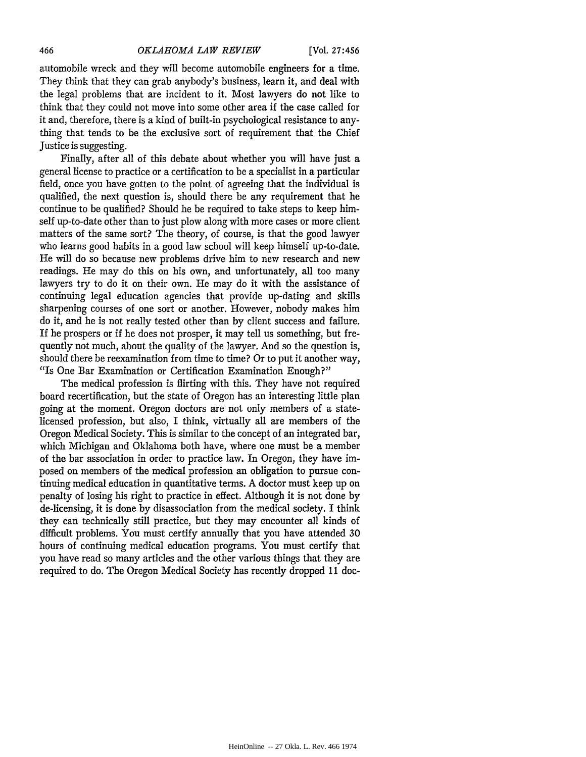automobile wreck and they will become automobile engineers for a time. They think that they can grab anybody's business, learn it, and deal with the legal problems that are incident to it. Most lawyers do not like to think that they could not move into some other area if the case called for it and, therefore, there is a kind of built-in psychological resistance to anything that tends to be the exclusive sort of requirement that the Chief Justice is suggesting.

Finally, after all of this debate about whether you will have just a general license to practice or a certification to be a specialist in a particular field, once you have gotten to the point of agreeing that the individual is qualified, the next question is, should there be any requirement that he continue to be qualified? Should he be required to take steps to keep himself up-to-date other than to just plow along with more cases or more client matters of the same sort? The theory, of course, is that the good lawyer who learns good habits in a good law school will keep himself up-to-date. He will do so because new problems drive him to new research and new readings. He may do this on his own, and unfortunately, all too many lawyers try to do it on their own. He may do it with the assistance of continuing legal education agencies that provide up-dating and skills sharpening courses of one sort or another. However, nobody makes him do it, and he is not really tested other than by client success and failure. If he prospers or if he does not prosper, it may tell us something, but frequently not much, about the quality of the lawyer. And so the question is, should there be reexamination from time to time? Or to put it another way, "Is One Bar Examination or Certification Examination Enough?"

The medical profession is flirting with this. They have not required board recertification, but the state of Oregon has an interesting little plan going at the moment. Oregon doctors are not only members of a state-licensed profession, but also, I think, virtually all are members of the Oregon Medical Society. This is similar to the concept of an integrated bar, which Michigan and Oklahoma both have, where one must be a member of the bar association in order to practice law. In Oregon, they have imposed on members of the medical profession an obligation to pursue continuing medical education in quantitative terms. A doctor must keep up on penalty of losing his right to practice in effect. Although it is not done by de-licensing, it is done by disassociation from the medical society. I think they can technically still practice, but they may encounter all kinds of difficult problems. You must certify annually that you have attended 30 hours of continuing medical education programs. You must certify that you have read so many articles and the other various things that they are required to do. The Oregon Medical Society has recently dropped 11 doc-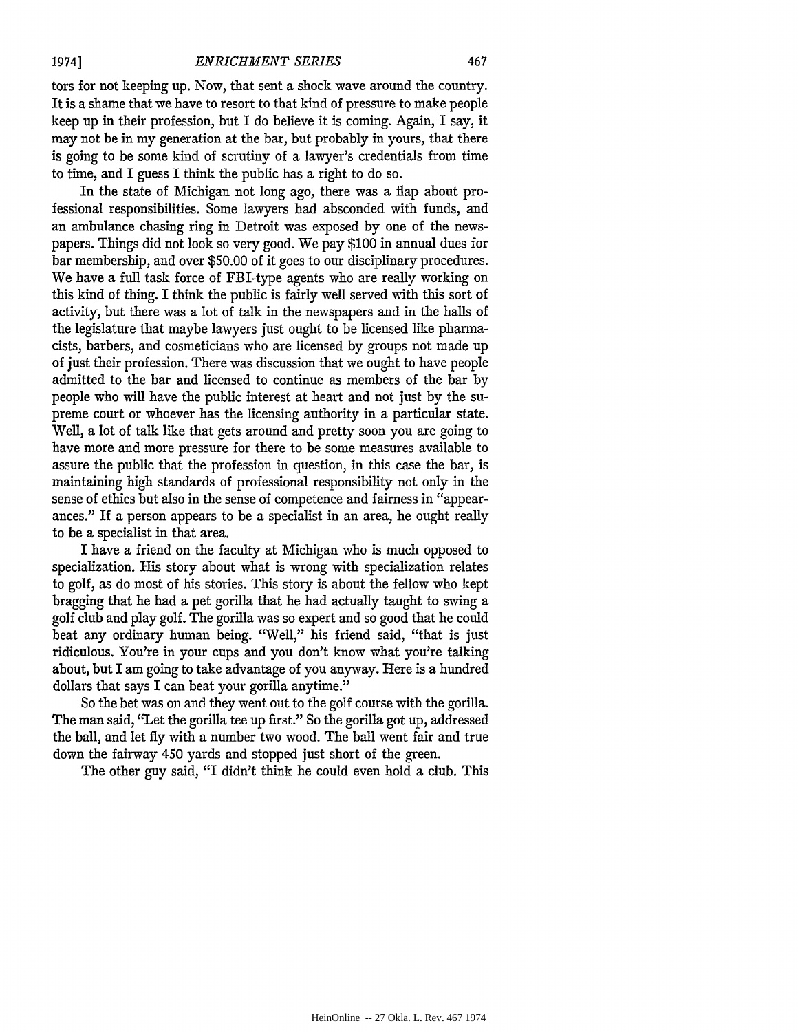tors for not keeping up. Now, that sent a shock wave around the country. It is a shame that we have to resort to that kind of pressure to make people keep up in their profession, but I do believe it is coming. Again, I say, it may not be in my generation at the bar, but probably in yours, that there is going to be some kind of scrutiny of a lawyer's credentials from time to time, and I guess I think the public has a right to do so.

In the state of Michigan not long ago, there was a flap about professional responsibilities. Some lawyers had absconded with funds, and an ambulance chasing ring in Detroit was exposed by one of the newspapers. Things did not look so very good. We pay $100 in annual dues for bar membership, and over $50.00 of it goes to our disciplinary procedures. We have a full task force of FBI-type agents who are really working on this kind of thing. I think the public is fairly well served with this sort of activity, but there was a lot of talk in the newspapers and in the halls of the legislature that maybe lawyers just ought to be licensed like pharmacists, barbers, and cosmeticians who are licensed by groups not made up of just their profession. There was discussion that we ought to have people admitted to the bar and licensed to continue as members of the bar by people who will have the public interest at heart and not just by the supreme court or whoever has the licensing authority in a particular state. Well, a lot of talk like that gets around and pretty soon you are going to have more and more pressure for there to be some measures available to assure the public that the profession in question, in this case the bar, is maintaining high standards of professional responsibility not only in the sense of ethics but also in the sense of competence and fairness in "appearances." If a person appears to be a specialist in an area, he ought really to be a specialist in that area.

I have a friend on the faculty at Michigan who is much opposed to specialization. His story about what is wrong with specialization relates to golf, as do most of his stories. This story is about the fellow who kept bragging that he had a pet gorilla that he had actually taught to swing a golf club and play golf. The gorilla was so expert and so good that he could beat any ordinary human being. "Well," his friend said, "that is just ridiculous. You're in your cups and you don't know what you're talking about, but I am going to take advantage of you anyway. Here is a hundred dollars that says I can beat your gorilla anytime."

So the bet was on and they went out to the golf course with the gorilla. The man said, "Let the gorilla tee up first." So the gorilla got up, addressed the ball, and let fly with a number two wood. The ball went fair and true down the fairway 450 yards and stopped just short of the green.

The other guy said, "I didn't think he could even hold a club. This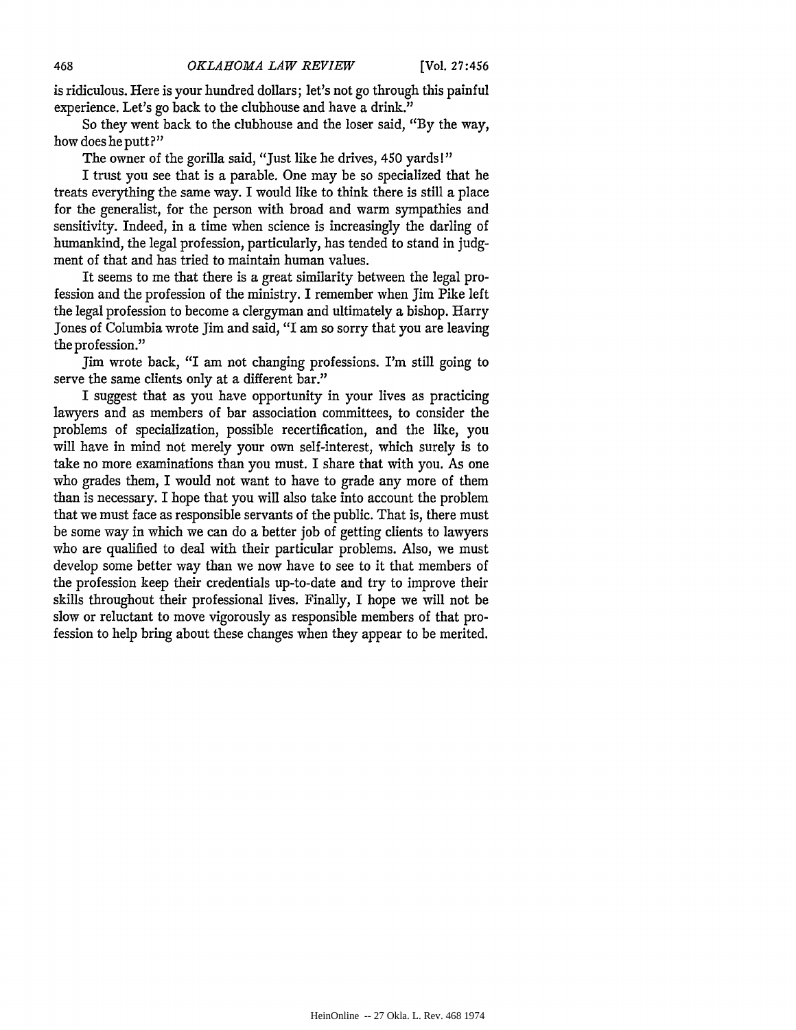is ridiculous. Here is your hundred dollars; let's not go through this painful experience. Let's go back to the clubhouse and have a drink."

So they went back to the clubhouse and the loser said, "By the way, how does he putt?"

The owner of the gorilla said, "Just like he drives, 450 yards!"

I trust you see that is a parable. One may be so specialized that he treats everything the same way. I would like to think there is still a place for the generalist, for the person with broad and warm sympathies and sensitivity. Indeed, in a time when science is increasingly the darling of humankind, the legal profession, particularly, has tended to stand in judgment of that and has tried to maintain human values.

It seems to me that there is a great similarity between the legal profession and the profession of the ministry. I remember when Jim Pike left the legal profession to become a clergyman and ultimately a bishop. Harry Jones of Columbia wrote Jim and said, "I am so sorry that you are leaving the profession."

Jim wrote back, "I am not changing professions. I'm still going to serve the same clients only at a different bar."

I suggest that as you have opportunity in your lives as practicing lawyers and as members of bar association committees, to consider the problems of specialization, possible recertification, and the like, you will have in mind not merely your own self-interest, which surely is to take no more examinations than you must. I share that with you. As one who grades them, I would not want to have to grade any more of them than is necessary. I hope that you will also take into account the problem that we must face as responsible servants of the public. That is, there must be some way in which we can do a better job of getting clients to lawyers who are qualified to deal with their particular problems. Also, we must develop some better way than we now have to see to it that members of the profession keep their credentials up-to-date and try to improve their skills throughout their professional lives. Finally, I hope we will not be slow or reluctant to move vigorously as responsible members of that profession to help bring about these changes when they appear to be merited.